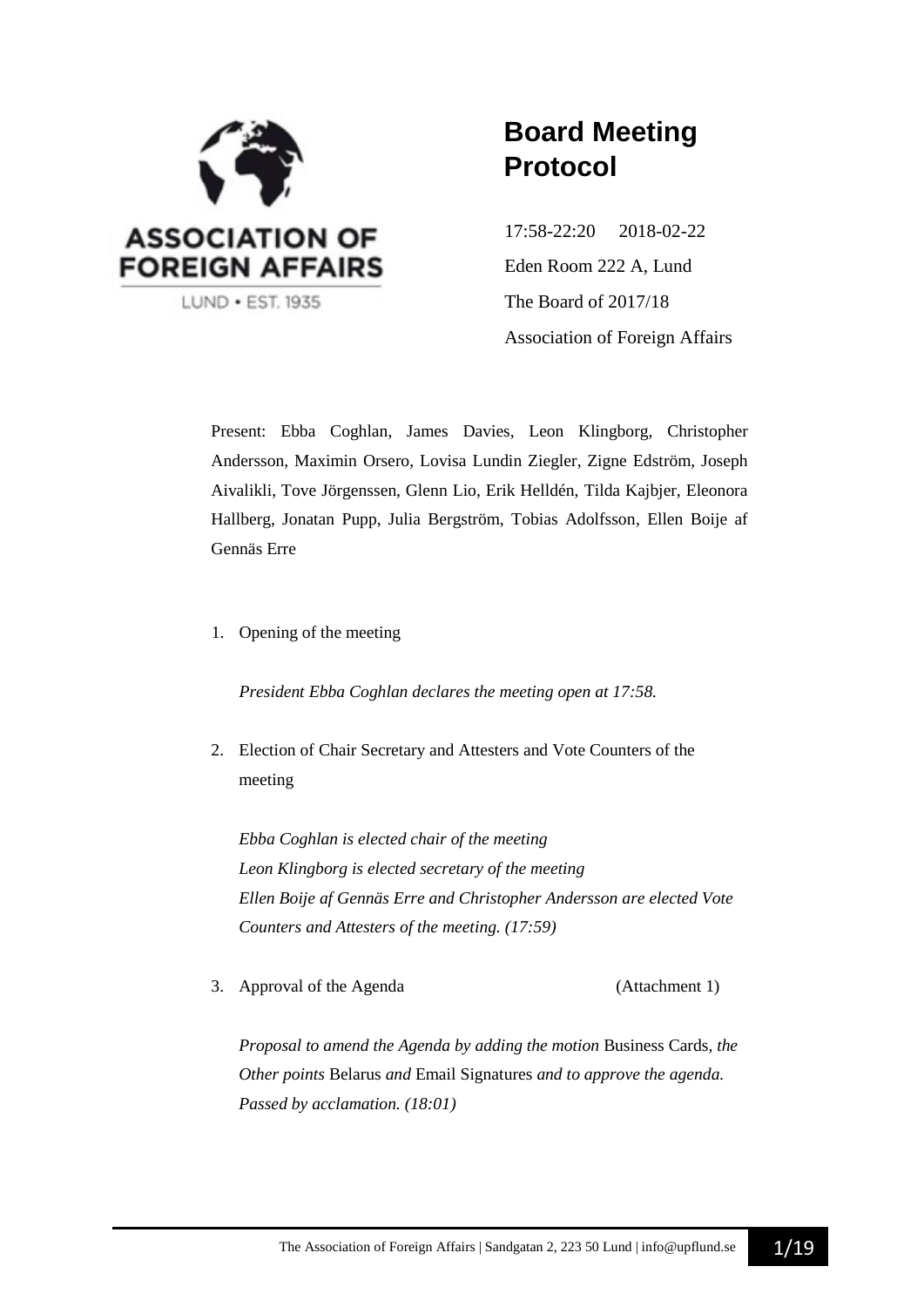ASSOCIATION OF FOREIGN AFFAIRS

LUND • EST. 1935

# Board Meeting Protocol

17:58-22:20 2018-02-22

Eden Room 222 A, Lund

The Board of 2017/18

Association of Foreign Affairs

Present: Ebba Coghlan, James Davies, Leon Klingborg, Christopher Andersson, Maximin Orsero, Lovisa Lundin Ziegler, Zigne Edström, Joseph Aivalikli, Tove Jörgenssen, Glenn Lio, Erik Helldén, Tilda Kajbjer, Eleonora Hallberg, Jonatan Pupp, Julia Bergström, Tobias Adolfsson, Ellen Boije af Gennäs Erre

1. Opening of the meeting

   *President Ebba Coghlan declares the meeting open at 17:58.*

2. Election of Chair Secretary and Attesters and Vote Counters of the meeting

   *Ebba Coghlan is elected chair of the meeting*
   *Leon Klingborg is elected secretary of the meeting*
   *Ellen Boije af Gennäs Erre and Christopher Andersson are elected Vote Counters and Attesters of the meeting. (17:59)*

3. Approval of the Agenda (Attachment 1)

   *Proposal to amend the Agenda by adding the motion* Business Cards*, the Other points* Belarus *and* Email Signatures *and to approve the agenda. Passed by acclamation. (18:01)*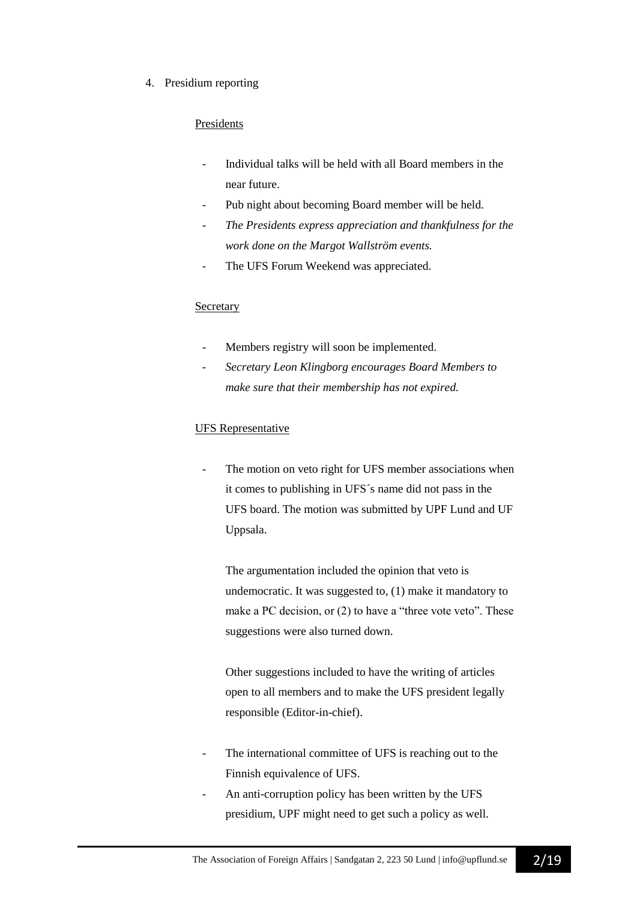4. Presidium reporting

<u>Presidents</u>

- Individual talks will be held with all Board members in the near future.
- Pub night about becoming Board member will be held.
- *The Presidents express appreciation and thankfulness for the work done on the Margot Wallström events.*
- The UFS Forum Weekend was appreciated.

<u>Secretary</u>

- Members registry will soon be implemented.
- *Secretary Leon Klingborg encourages Board Members to make sure that their membership has not expired.*

<u>UFS Representative</u>

- The motion on veto right for UFS member associations when it comes to publishing in UFS´s name did not pass in the UFS board. The motion was submitted by UPF Lund and UF Uppsala.

  The argumentation included the opinion that veto is undemocratic. It was suggested to, (1) make it mandatory to make a PC decision, or (2) to have a "three vote veto". These suggestions were also turned down.

  Other suggestions included to have the writing of articles open to all members and to make the UFS president legally responsible (Editor-in-chief).

- The international committee of UFS is reaching out to the Finnish equivalence of UFS.
- An anti-corruption policy has been written by the UFS presidium, UPF might need to get such a policy as well.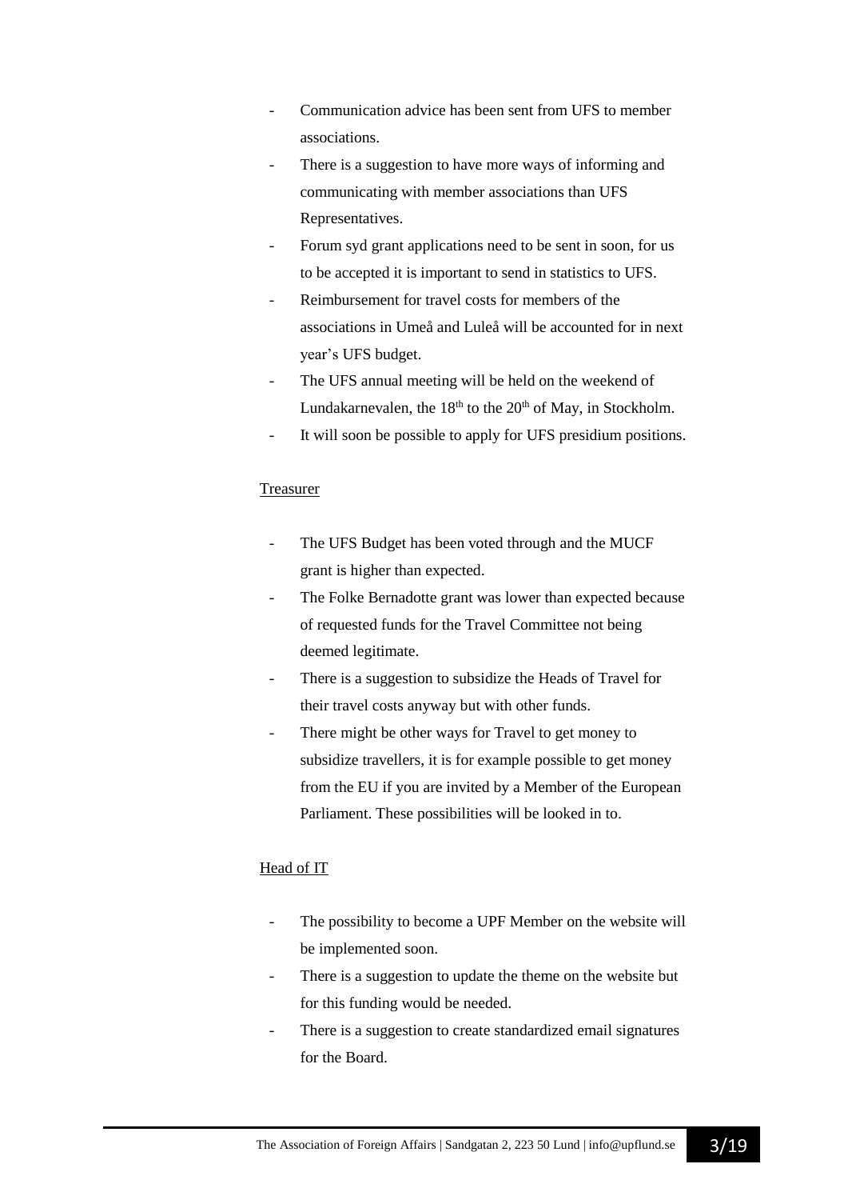- Communication advice has been sent from UFS to member associations.
- There is a suggestion to have more ways of informing and communicating with member associations than UFS Representatives.
- Forum syd grant applications need to be sent in soon, for us to be accepted it is important to send in statistics to UFS.
- Reimbursement for travel costs for members of the associations in Umeå and Luleå will be accounted for in next year's UFS budget.
- The UFS annual meeting will be held on the weekend of Lundakarnevalen, the 18th to the 20th of May, in Stockholm.
- It will soon be possible to apply for UFS presidium positions.

Treasurer

- The UFS Budget has been voted through and the MUCF grant is higher than expected.
- The Folke Bernadotte grant was lower than expected because of requested funds for the Travel Committee not being deemed legitimate.
- There is a suggestion to subsidize the Heads of Travel for their travel costs anyway but with other funds.
- There might be other ways for Travel to get money to subsidize travellers, it is for example possible to get money from the EU if you are invited by a Member of the European Parliament. These possibilities will be looked in to.

Head of IT

- The possibility to become a UPF Member on the website will be implemented soon.
- There is a suggestion to update the theme on the website but for this funding would be needed.
- There is a suggestion to create standardized email signatures for the Board.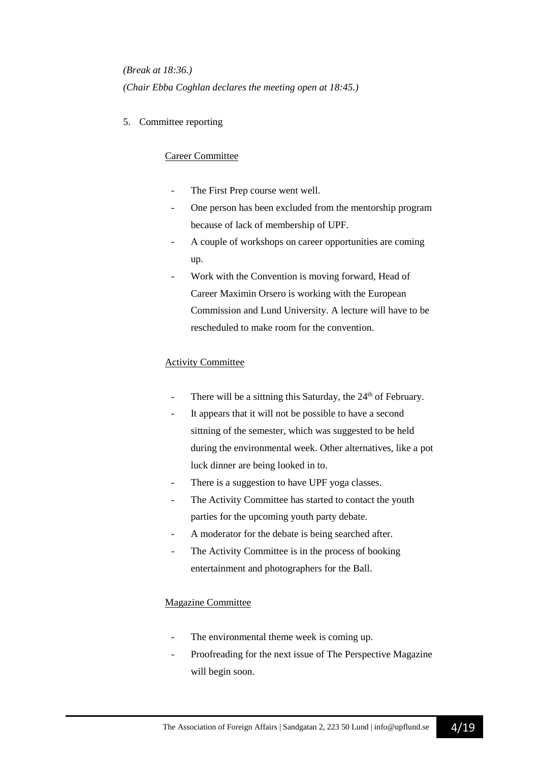*(Break at 18:36.)*

*(Chair Ebba Coghlan declares the meeting open at 18:45.)*

5. Committee reporting

Career Committee

- The First Prep course went well.
- One person has been excluded from the mentorship program because of lack of membership of UPF.
- A couple of workshops on career opportunities are coming up.
- Work with the Convention is moving forward, Head of Career Maximin Orsero is working with the European Commission and Lund University. A lecture will have to be rescheduled to make room for the convention.

Activity Committee

- There will be a sittning this Saturday, the 24th of February.
- It appears that it will not be possible to have a second sittning of the semester, which was suggested to be held during the environmental week. Other alternatives, like a pot luck dinner are being looked in to.
- There is a suggestion to have UPF yoga classes.
- The Activity Committee has started to contact the youth parties for the upcoming youth party debate.
- A moderator for the debate is being searched after.
- The Activity Committee is in the process of booking entertainment and photographers for the Ball.

Magazine Committee

- The environmental theme week is coming up.
- Proofreading for the next issue of The Perspective Magazine will begin soon.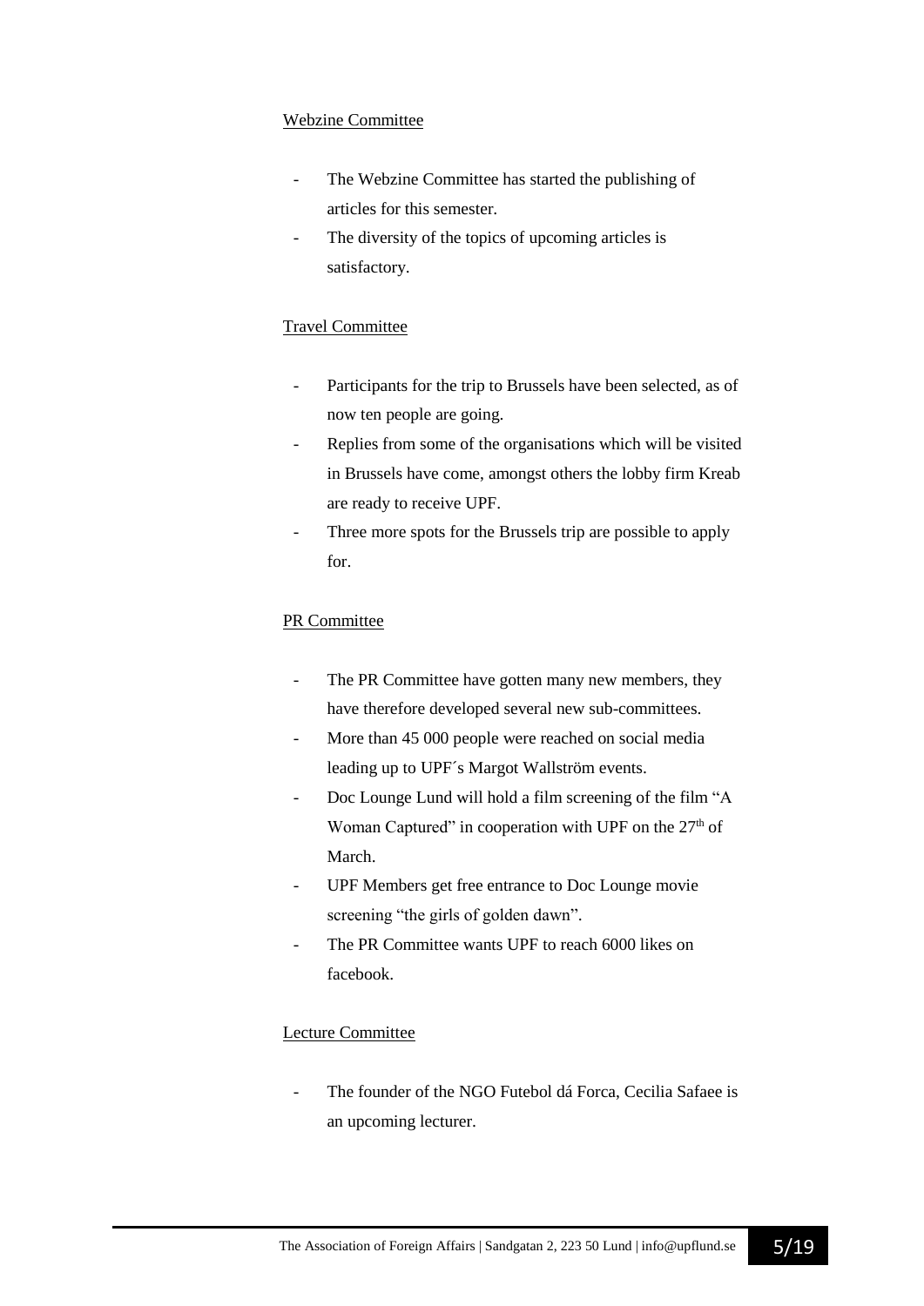Webzine Committee

- The Webzine Committee has started the publishing of articles for this semester.
- The diversity of the topics of upcoming articles is satisfactory.

Travel Committee

- Participants for the trip to Brussels have been selected, as of now ten people are going.
- Replies from some of the organisations which will be visited in Brussels have come, amongst others the lobby firm Kreab are ready to receive UPF.
- Three more spots for the Brussels trip are possible to apply for.

PR Committee

- The PR Committee have gotten many new members, they have therefore developed several new sub-committees.
- More than 45 000 people were reached on social media leading up to UPF´s Margot Wallström events.
- Doc Lounge Lund will hold a film screening of the film “A Woman Captured” in cooperation with UPF on the 27th of March.
- UPF Members get free entrance to Doc Lounge movie screening “the girls of golden dawn”.
- The PR Committee wants UPF to reach 6000 likes on facebook.

Lecture Committee

- The founder of the NGO Futebol dá Forca, Cecilia Safaee is an upcoming lecturer.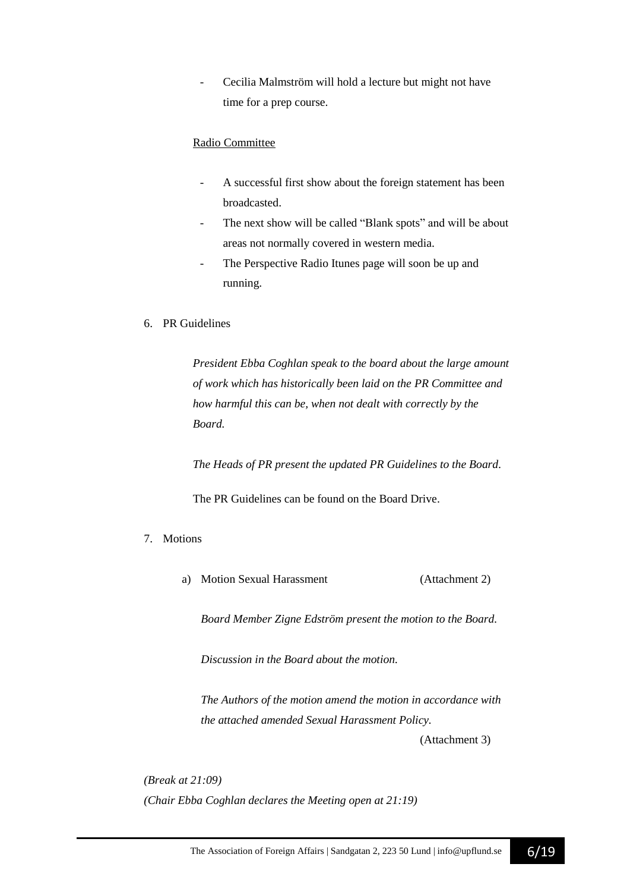- Cecilia Malmström will hold a lecture but might not have time for a prep course.

Radio Committee

- A successful first show about the foreign statement has been broadcasted.
- The next show will be called "Blank spots" and will be about areas not normally covered in western media.
- The Perspective Radio Itunes page will soon be up and running.

6. PR Guidelines

*President Ebba Coghlan speak to the board about the large amount of work which has historically been laid on the PR Committee and how harmful this can be, when not dealt with correctly by the Board.*

*The Heads of PR present the updated PR Guidelines to the Board.*

The PR Guidelines can be found on the Board Drive.

7. Motions

a) Motion Sexual Harassment (Attachment 2)

*Board Member Zigne Edström present the motion to the Board.*

*Discussion in the Board about the motion.*

*The Authors of the motion amend the motion in accordance with the attached amended Sexual Harassment Policy.*

(Attachment 3)

*(Break at 21:09)*

*(Chair Ebba Coghlan declares the Meeting open at 21:19)*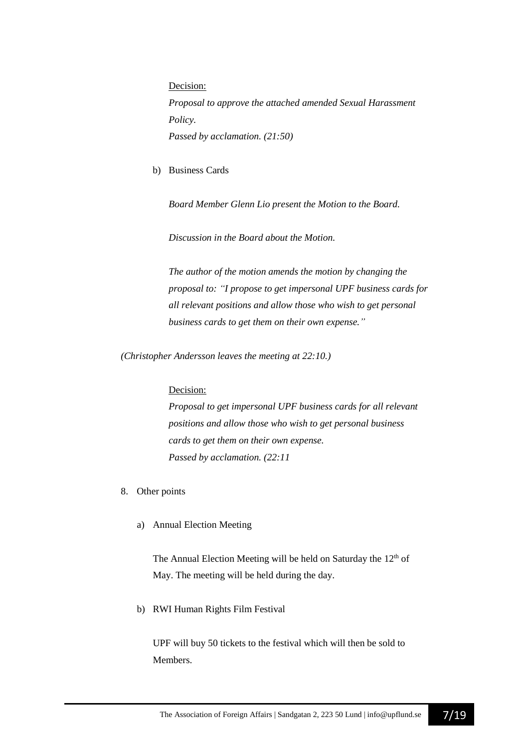Decision:

*Proposal to approve the attached amended Sexual Harassment Policy.*
*Passed by acclamation. (21:50)*

b) Business Cards

*Board Member Glenn Lio present the Motion to the Board.*

*Discussion in the Board about the Motion.*

*The author of the motion amends the motion by changing the proposal to: "I propose to get impersonal UPF business cards for all relevant positions and allow those who wish to get personal business cards to get them on their own expense."*

*(Christopher Andersson leaves the meeting at 22:10.)*

Decision:

*Proposal to get impersonal UPF business cards for all relevant positions and allow those who wish to get personal business cards to get them on their own expense.*
*Passed by acclamation. (22:11*

8. Other points

a) Annual Election Meeting

The Annual Election Meeting will be held on Saturday the 12th of May. The meeting will be held during the day.

b) RWI Human Rights Film Festival

UPF will buy 50 tickets to the festival which will then be sold to Members.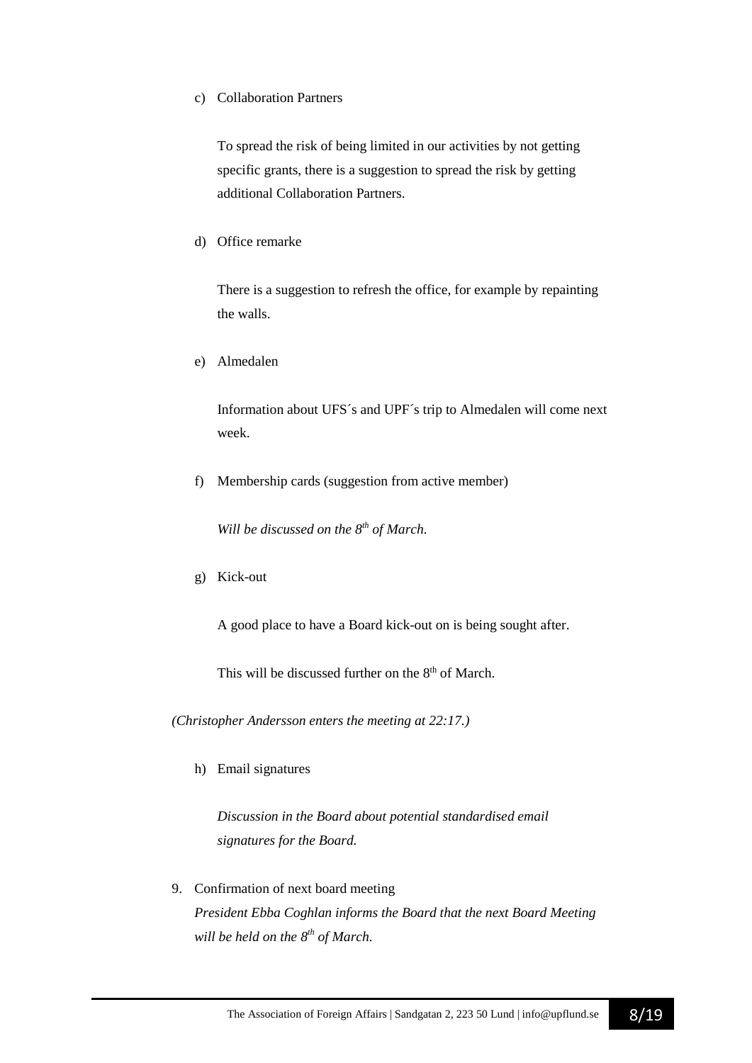c) Collaboration Partners

   To spread the risk of being limited in our activities by not getting specific grants, there is a suggestion to spread the risk by getting additional Collaboration Partners.

d) Office remarke

   There is a suggestion to refresh the office, for example by repainting the walls.

e) Almedalen

   Information about UFS´s and UPF´s trip to Almedalen will come next week.

f) Membership cards (suggestion from active member)

   *Will be discussed on the 8th of March.*

g) Kick-out

   A good place to have a Board kick-out on is being sought after.

   This will be discussed further on the 8th of March.

*(Christopher Andersson enters the meeting at 22:17.)*

h) Email signatures

   *Discussion in the Board about potential standardised email signatures for the Board.*

9. Confirmation of next board meeting
   *President Ebba Coghlan informs the Board that the next Board Meeting will be held on the 8th of March.*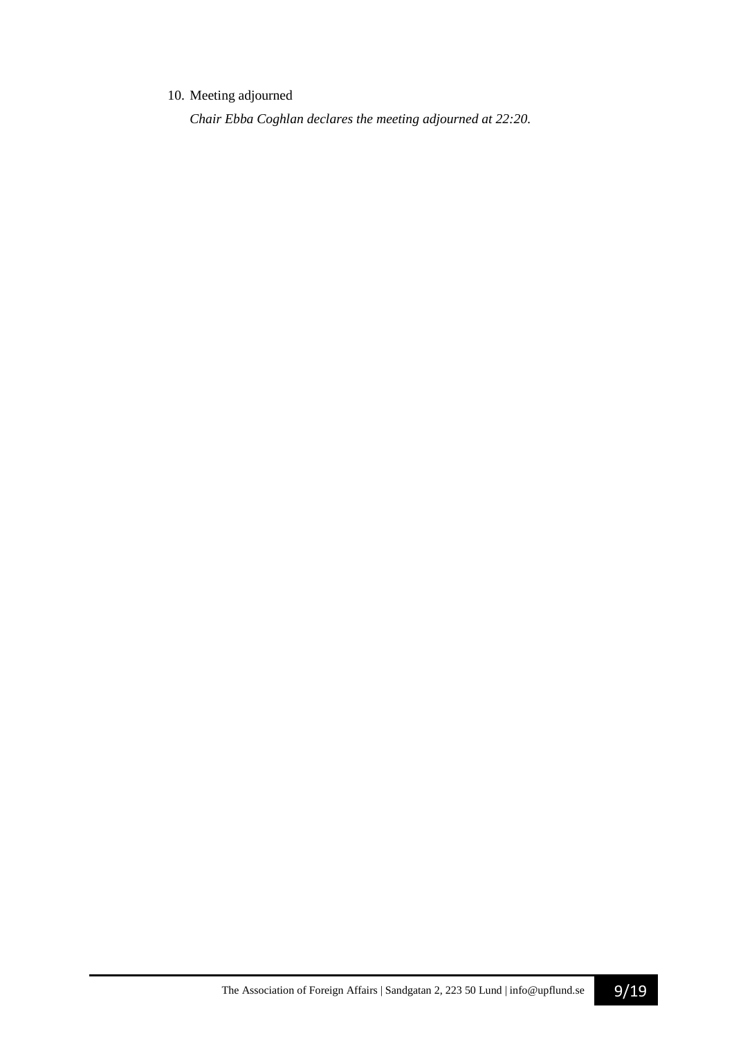10. Meeting adjourned

    *Chair Ebba Coghlan declares the meeting adjourned at 22:20.*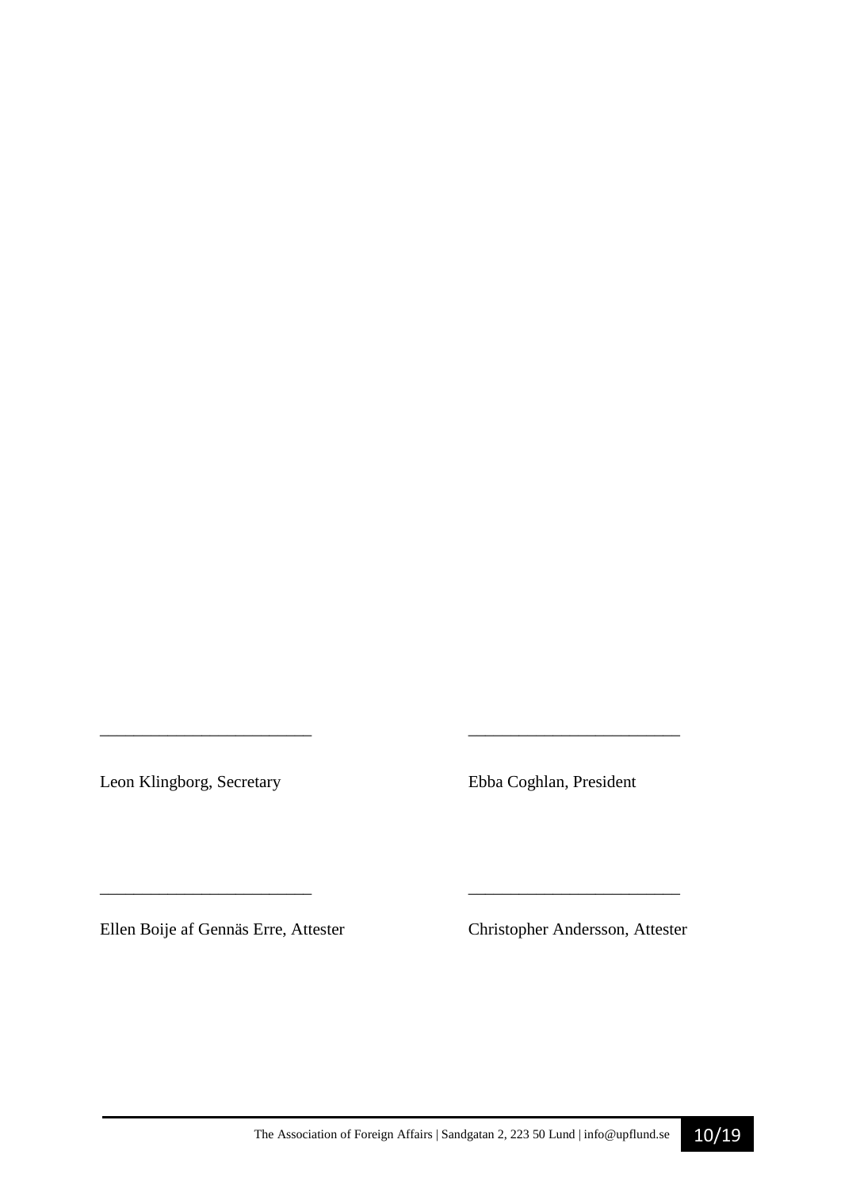\_\_\_\_\_\_\_\_\_\_\_\_\_\_\_\_\_\_\_\_\_\_\_\_\_\_

Leon Klingborg, Secretary

\_\_\_\_\_\_\_\_\_\_\_\_\_\_\_\_\_\_\_\_\_\_\_\_\_\_

Ebba Coghlan, President

\_\_\_\_\_\_\_\_\_\_\_\_\_\_\_\_\_\_\_\_\_\_\_\_\_\_

Ellen Boije af Gennäs Erre, Attester

\_\_\_\_\_\_\_\_\_\_\_\_\_\_\_\_\_\_\_\_\_\_\_\_\_\_

Christopher Andersson, Attester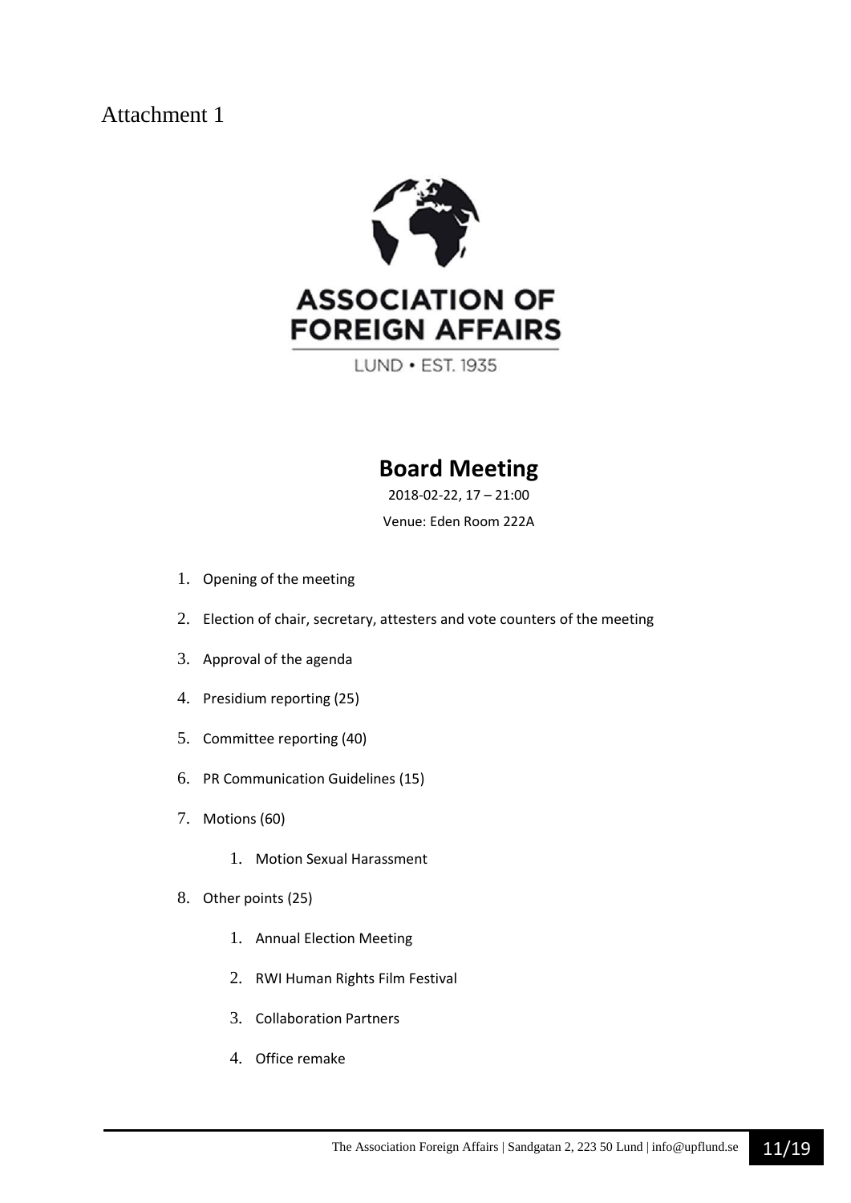Attachment 1

ASSOCIATION OF FOREIGN AFFAIRS

LUND • EST. 1935

# Board Meeting

2018-02-22, 17 – 21:00

Venue: Eden Room 222A

1. Opening of the meeting
2. Election of chair, secretary, attesters and vote counters of the meeting
3. Approval of the agenda
4. Presidium reporting (25)
5. Committee reporting (40)
6. PR Communication Guidelines (15)
7. Motions (60)
   1. Motion Sexual Harassment
8. Other points (25)
   1. Annual Election Meeting
   2. RWI Human Rights Film Festival
   3. Collaboration Partners
   4. Office remake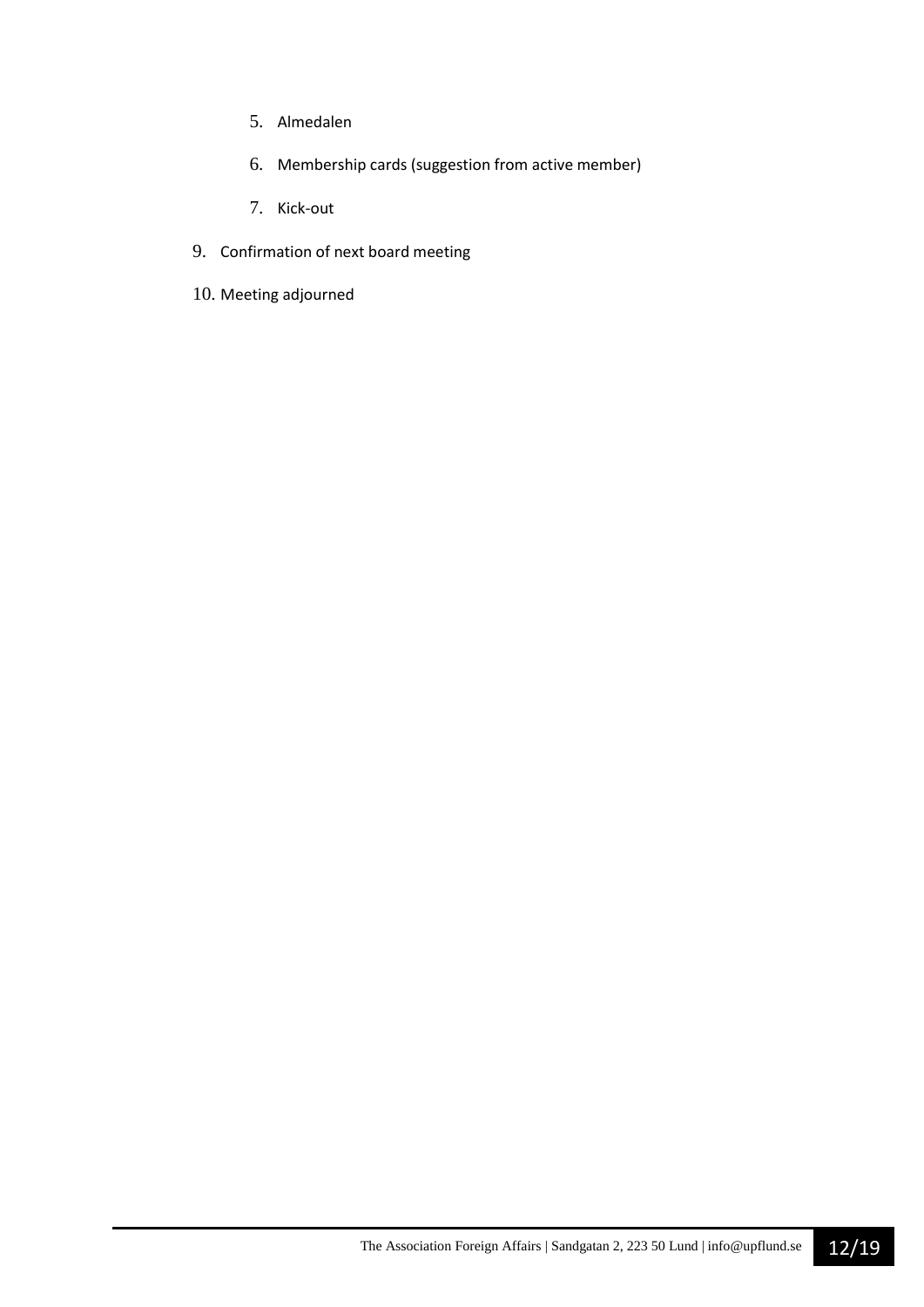5. Almedalen

    6. Membership cards (suggestion from active member)

    7. Kick-out

9. Confirmation of next board meeting

10. Meeting adjourned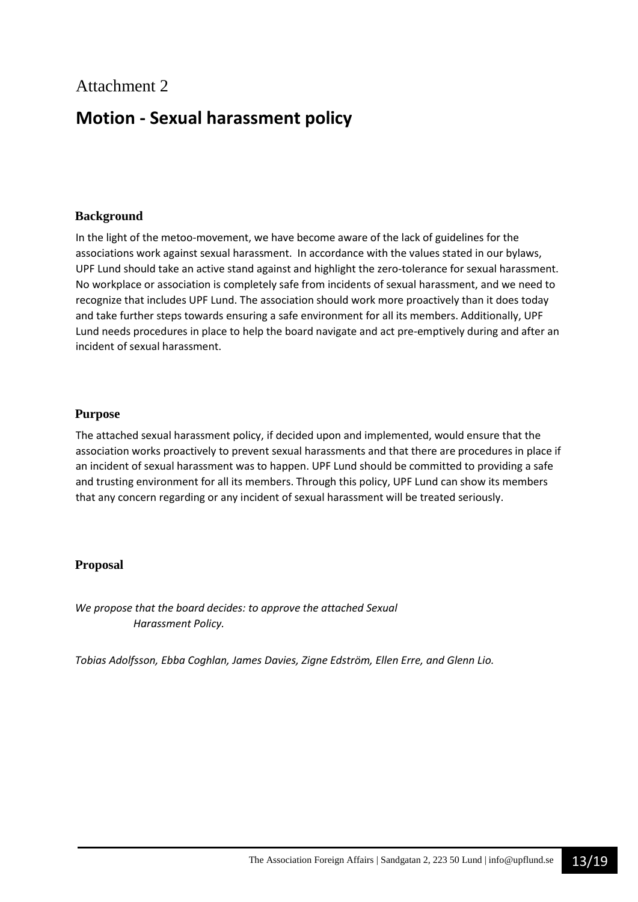Attachment 2

# Motion - Sexual harassment policy

## Background

In the light of the metoo-movement, we have become aware of the lack of guidelines for the associations work against sexual harassment.  In accordance with the values stated in our bylaws, UPF Lund should take an active stand against and highlight the zero-tolerance for sexual harassment. No workplace or association is completely safe from incidents of sexual harassment, and we need to recognize that includes UPF Lund. The association should work more proactively than it does today and take further steps towards ensuring a safe environment for all its members. Additionally, UPF Lund needs procedures in place to help the board navigate and act pre-emptively during and after an incident of sexual harassment.

## Purpose

The attached sexual harassment policy, if decided upon and implemented, would ensure that the association works proactively to prevent sexual harassments and that there are procedures in place if an incident of sexual harassment was to happen. UPF Lund should be committed to providing a safe and trusting environment for all its members. Through this policy, UPF Lund can show its members that any concern regarding or any incident of sexual harassment will be treated seriously.

## Proposal

*We propose that the board decides: to approve the attached Sexual Harassment Policy.*

*Tobias Adolfsson, Ebba Coghlan, James Davies, Zigne Edström, Ellen Erre, and Glenn Lio.*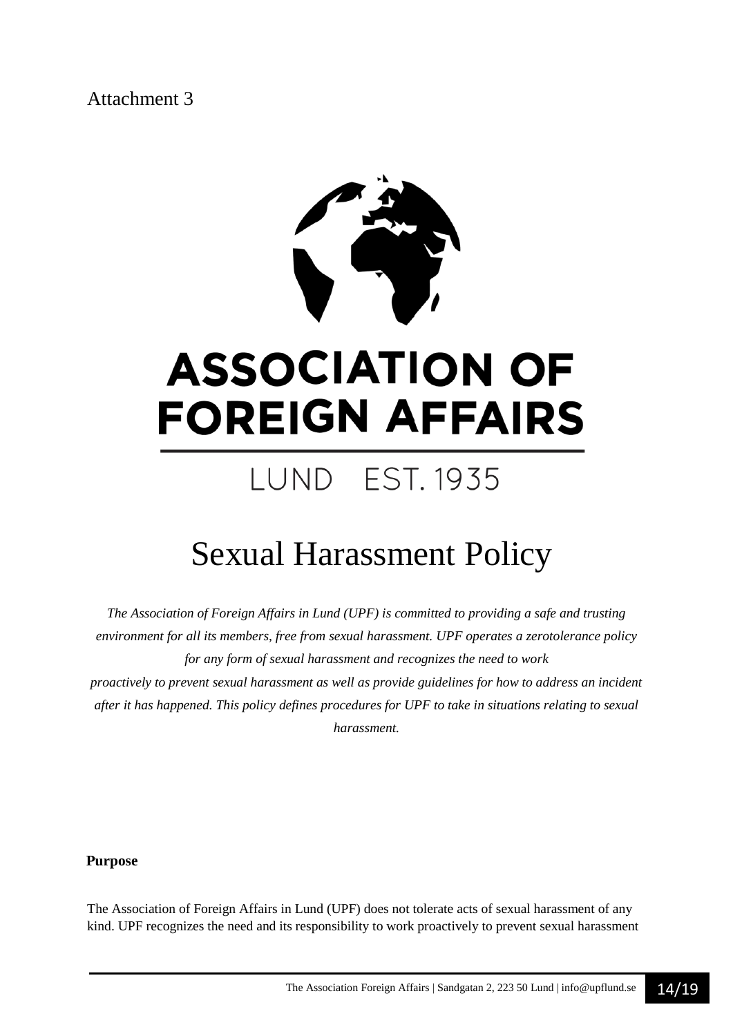Attachment 3

ASSOCIATION OF FOREIGN AFFAIRS

LUND EST. 1935

# Sexual Harassment Policy

*The Association of Foreign Affairs in Lund (UPF) is committed to providing a safe and trusting environment for all its members, free from sexual harassment. UPF operates a zerotolerance policy for any form of sexual harassment and recognizes the need to work proactively to prevent sexual harassment as well as provide guidelines for how to address an incident after it has happened. This policy defines procedures for UPF to take in situations relating to sexual harassment.*

**Purpose**

The Association of Foreign Affairs in Lund (UPF) does not tolerate acts of sexual harassment of any kind. UPF recognizes the need and its responsibility to work proactively to prevent sexual harassment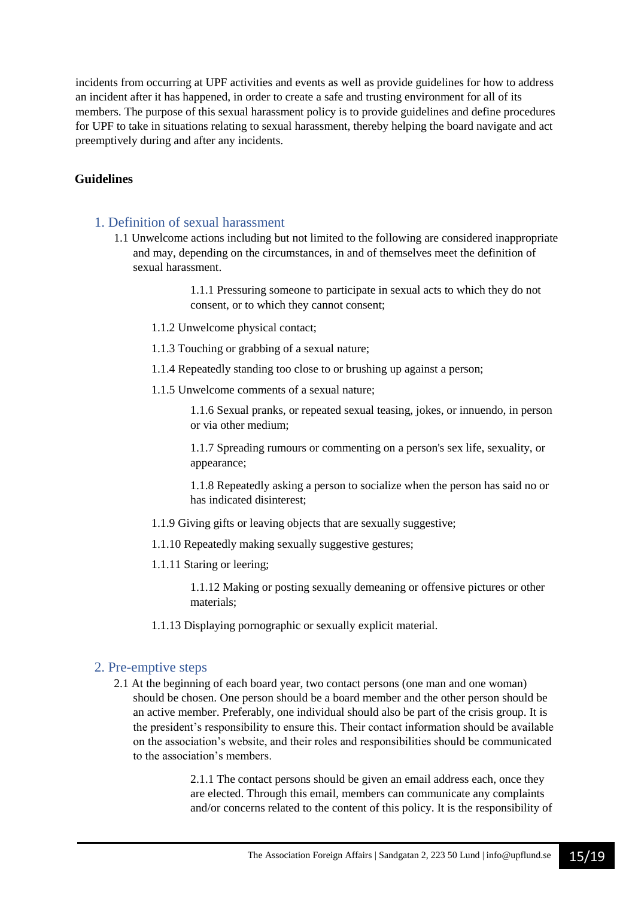incidents from occurring at UPF activities and events as well as provide guidelines for how to address an incident after it has happened, in order to create a safe and trusting environment for all of its members. The purpose of this sexual harassment policy is to provide guidelines and define procedures for UPF to take in situations relating to sexual harassment, thereby helping the board navigate and act preemptively during and after any incidents.

**Guidelines**

## 1. Definition of sexual harassment

1.1 Unwelcome actions including but not limited to the following are considered inappropriate and may, depending on the circumstances, in and of themselves meet the definition of sexual harassment.

- 1.1.1 Pressuring someone to participate in sexual acts to which they do not consent, or to which they cannot consent;
- 1.1.2 Unwelcome physical contact;
- 1.1.3 Touching or grabbing of a sexual nature;
- 1.1.4 Repeatedly standing too close to or brushing up against a person;
- 1.1.5 Unwelcome comments of a sexual nature;
- 1.1.6 Sexual pranks, or repeated sexual teasing, jokes, or innuendo, in person or via other medium;
- 1.1.7 Spreading rumours or commenting on a person's sex life, sexuality, or appearance;
- 1.1.8 Repeatedly asking a person to socialize when the person has said no or has indicated disinterest;
- 1.1.9 Giving gifts or leaving objects that are sexually suggestive;
- 1.1.10 Repeatedly making sexually suggestive gestures;
- 1.1.11 Staring or leering;
- 1.1.12 Making or posting sexually demeaning or offensive pictures or other materials;
- 1.1.13 Displaying pornographic or sexually explicit material.

## 2. Pre-emptive steps

2.1 At the beginning of each board year, two contact persons (one man and one woman) should be chosen. One person should be a board member and the other person should be an active member. Preferably, one individual should also be part of the crisis group. It is the president's responsibility to ensure this. Their contact information should be available on the association's website, and their roles and responsibilities should be communicated to the association's members.

- 2.1.1 The contact persons should be given an email address each, once they are elected. Through this email, members can communicate any complaints and/or concerns related to the content of this policy. It is the responsibility of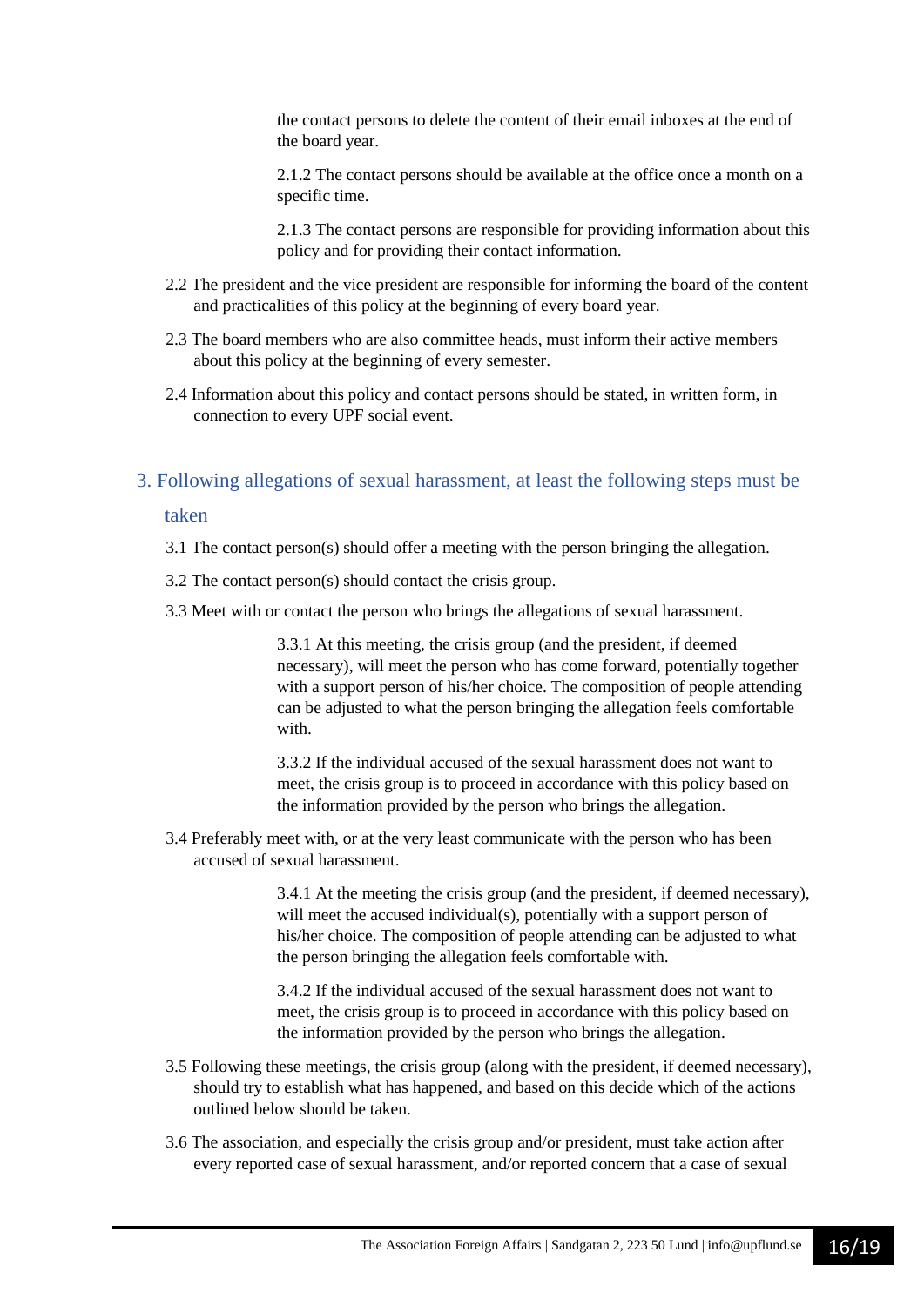the contact persons to delete the content of their email inboxes at the end of the board year.

2.1.2 The contact persons should be available at the office once a month on a specific time.

2.1.3 The contact persons are responsible for providing information about this policy and for providing their contact information.

2.2 The president and the vice president are responsible for informing the board of the content and practicalities of this policy at the beginning of every board year.

2.3 The board members who are also committee heads, must inform their active members about this policy at the beginning of every semester.

2.4 Information about this policy and contact persons should be stated, in written form, in connection to every UPF social event.

## 3. Following allegations of sexual harassment, at least the following steps must be taken

3.1 The contact person(s) should offer a meeting with the person bringing the allegation.

3.2 The contact person(s) should contact the crisis group.

3.3 Meet with or contact the person who brings the allegations of sexual harassment.

3.3.1 At this meeting, the crisis group (and the president, if deemed necessary), will meet the person who has come forward, potentially together with a support person of his/her choice. The composition of people attending can be adjusted to what the person bringing the allegation feels comfortable with.

3.3.2 If the individual accused of the sexual harassment does not want to meet, the crisis group is to proceed in accordance with this policy based on the information provided by the person who brings the allegation.

3.4 Preferably meet with, or at the very least communicate with the person who has been accused of sexual harassment.

3.4.1 At the meeting the crisis group (and the president, if deemed necessary), will meet the accused individual(s), potentially with a support person of his/her choice. The composition of people attending can be adjusted to what the person bringing the allegation feels comfortable with.

3.4.2 If the individual accused of the sexual harassment does not want to meet, the crisis group is to proceed in accordance with this policy based on the information provided by the person who brings the allegation.

3.5 Following these meetings, the crisis group (along with the president, if deemed necessary), should try to establish what has happened, and based on this decide which of the actions outlined below should be taken.

3.6 The association, and especially the crisis group and/or president, must take action after every reported case of sexual harassment, and/or reported concern that a case of sexual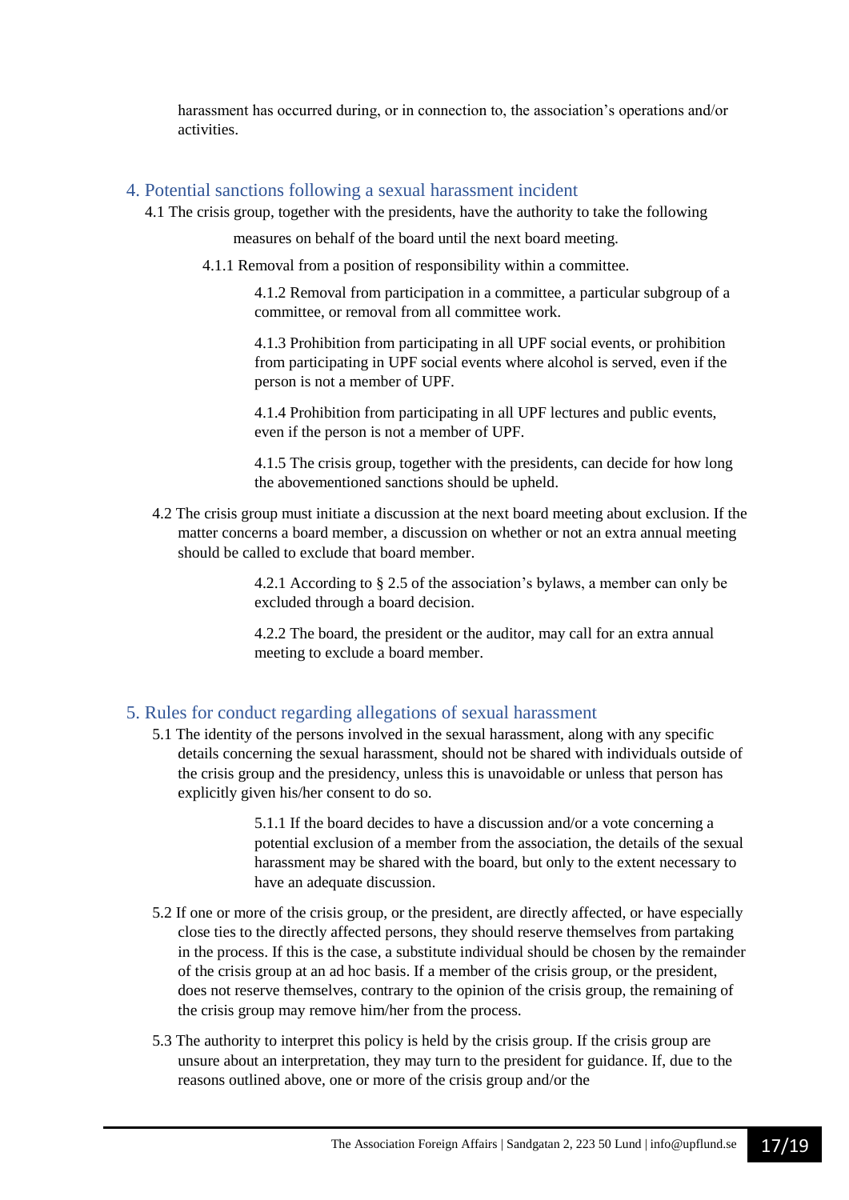harassment has occurred during, or in connection to, the association's operations and/or activities.

## 4. Potential sanctions following a sexual harassment incident

4.1 The crisis group, together with the presidents, have the authority to take the following measures on behalf of the board until the next board meeting.

4.1.1 Removal from a position of responsibility within a committee.

4.1.2 Removal from participation in a committee, a particular subgroup of a committee, or removal from all committee work.

4.1.3 Prohibition from participating in all UPF social events, or prohibition from participating in UPF social events where alcohol is served, even if the person is not a member of UPF.

4.1.4 Prohibition from participating in all UPF lectures and public events, even if the person is not a member of UPF.

4.1.5 The crisis group, together with the presidents, can decide for how long the abovementioned sanctions should be upheld.

4.2 The crisis group must initiate a discussion at the next board meeting about exclusion. If the matter concerns a board member, a discussion on whether or not an extra annual meeting should be called to exclude that board member.

4.2.1 According to § 2.5 of the association's bylaws, a member can only be excluded through a board decision.

4.2.2 The board, the president or the auditor, may call for an extra annual meeting to exclude a board member.

## 5. Rules for conduct regarding allegations of sexual harassment

5.1 The identity of the persons involved in the sexual harassment, along with any specific details concerning the sexual harassment, should not be shared with individuals outside of the crisis group and the presidency, unless this is unavoidable or unless that person has explicitly given his/her consent to do so.

5.1.1 If the board decides to have a discussion and/or a vote concerning a potential exclusion of a member from the association, the details of the sexual harassment may be shared with the board, but only to the extent necessary to have an adequate discussion.

5.2 If one or more of the crisis group, or the president, are directly affected, or have especially close ties to the directly affected persons, they should reserve themselves from partaking in the process. If this is the case, a substitute individual should be chosen by the remainder of the crisis group at an ad hoc basis. If a member of the crisis group, or the president, does not reserve themselves, contrary to the opinion of the crisis group, the remaining of the crisis group may remove him/her from the process.

5.3 The authority to interpret this policy is held by the crisis group. If the crisis group are unsure about an interpretation, they may turn to the president for guidance. If, due to the reasons outlined above, one or more of the crisis group and/or the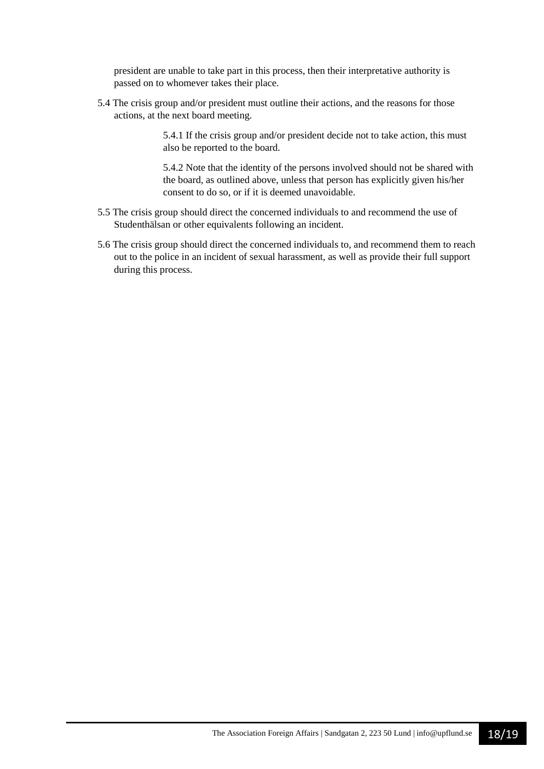president are unable to take part in this process, then their interpretative authority is passed on to whomever takes their place.

5.4 The crisis group and/or president must outline their actions, and the reasons for those actions, at the next board meeting.

> 5.4.1 If the crisis group and/or president decide not to take action, this must also be reported to the board.
>
> 5.4.2 Note that the identity of the persons involved should not be shared with the board, as outlined above, unless that person has explicitly given his/her consent to do so, or if it is deemed unavoidable.

5.5 The crisis group should direct the concerned individuals to and recommend the use of Studenthälsan or other equivalents following an incident.

5.6 The crisis group should direct the concerned individuals to, and recommend them to reach out to the police in an incident of sexual harassment, as well as provide their full support during this process.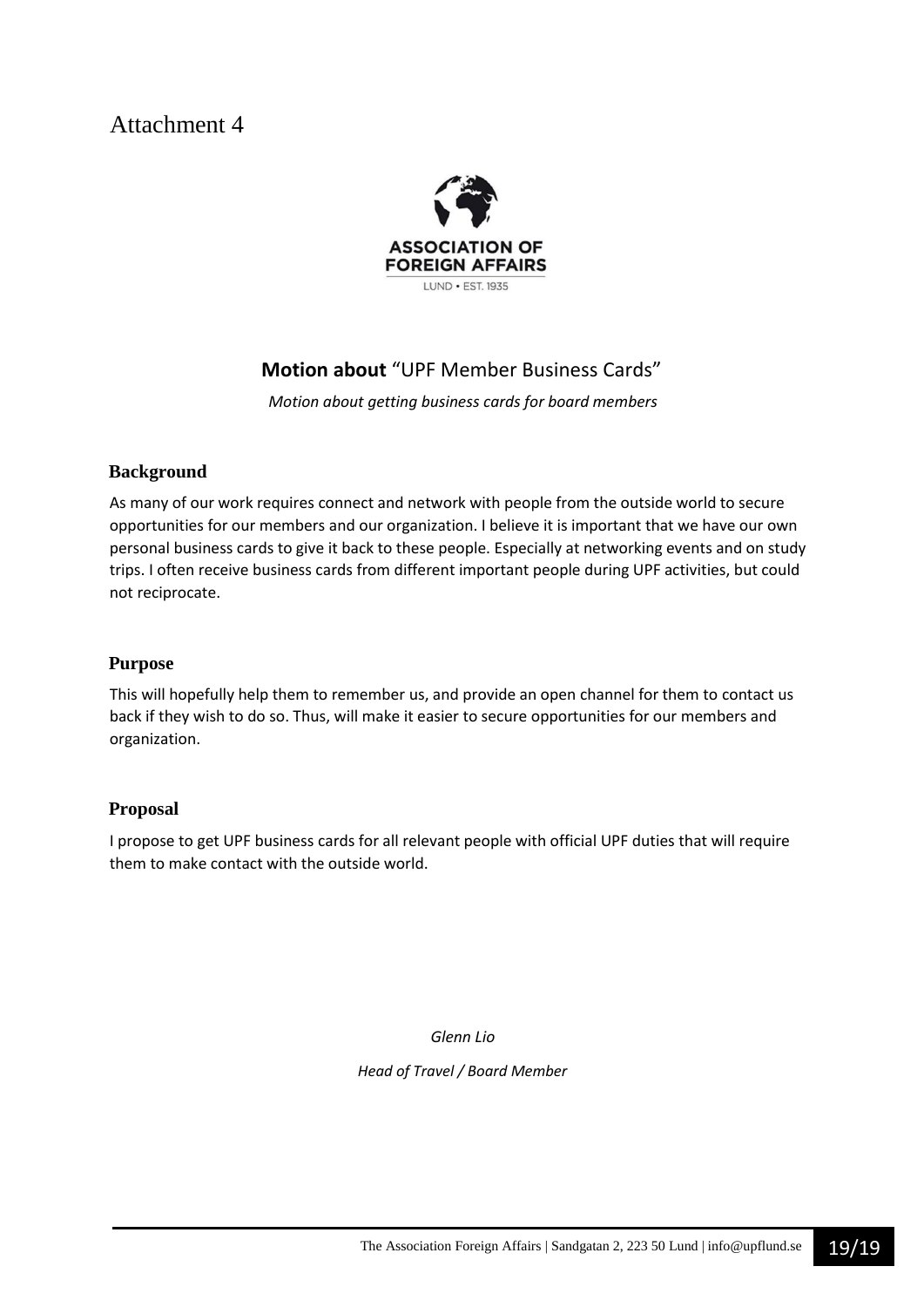# Attachment 4

ASSOCIATION OF FOREIGN AFFAIRS

LUND • EST. 1935

## **Motion about** "UPF Member Business Cards"

*Motion about getting business cards for board members*

### Background

As many of our work requires connect and network with people from the outside world to secure opportunities for our members and our organization. I believe it is important that we have our own personal business cards to give it back to these people. Especially at networking events and on study trips. I often receive business cards from different important people during UPF activities, but could not reciprocate.

### Purpose

This will hopefully help them to remember us, and provide an open channel for them to contact us back if they wish to do so. Thus, will make it easier to secure opportunities for our members and organization.

### Proposal

I propose to get UPF business cards for all relevant people with official UPF duties that will require them to make contact with the outside world.

*Glenn Lio*

*Head of Travel / Board Member*